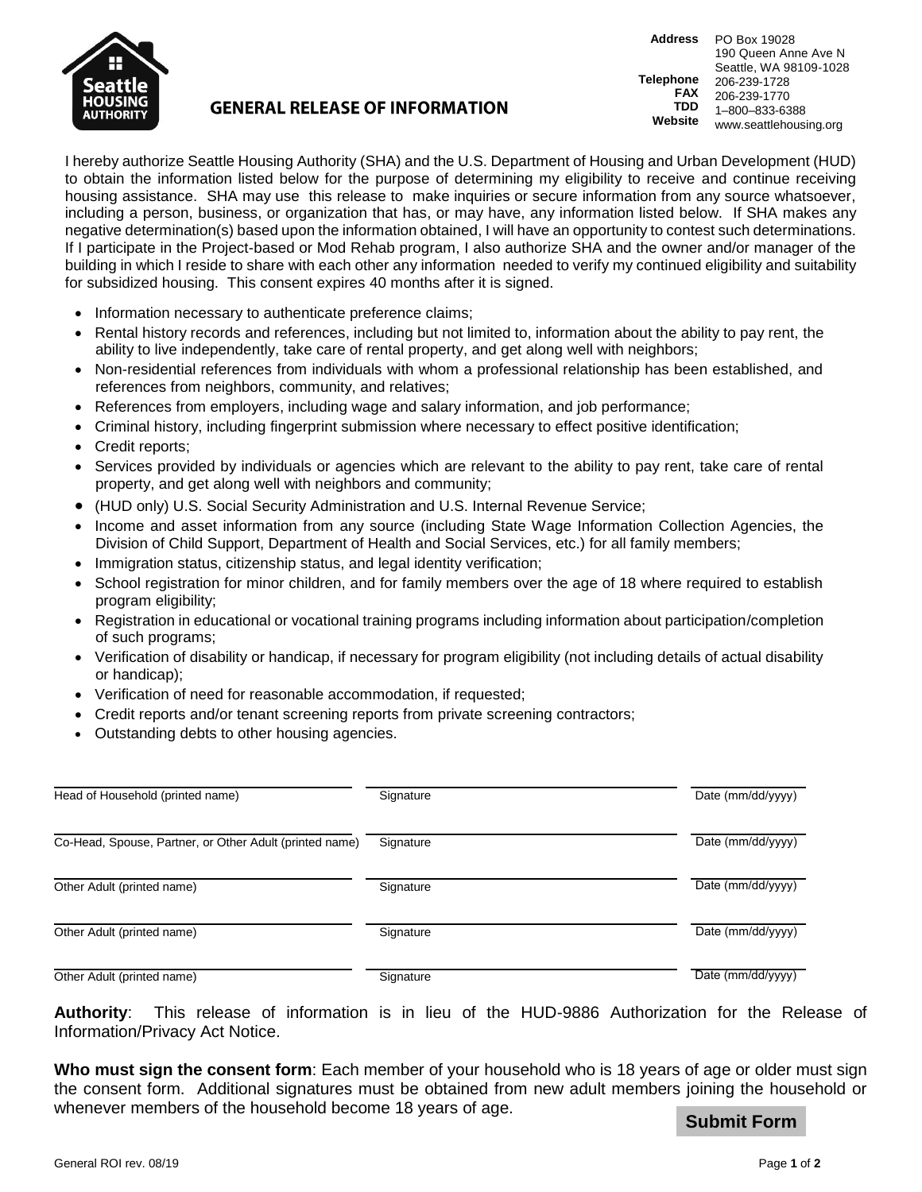Seattle HOUSING AUTHORITY

# GENERAL RELEASE OF INFORMATION

**Address** PO Box 19028
190 Queen Anne Ave N
Seattle, WA 98109-1028
**Telephone** 206-239-1728
**FAX** 206-239-1770
**TDD** 1–800–833-6388
**Website** www.seattlehousing.org

I hereby authorize Seattle Housing Authority (SHA) and the U.S. Department of Housing and Urban Development (HUD) to obtain the information listed below for the purpose of determining my eligibility to receive and continue receiving housing assistance. SHA may use this release to make inquiries or secure information from any source whatsoever, including a person, business, or organization that has, or may have, any information listed below. If SHA makes any negative determination(s) based upon the information obtained, I will have an opportunity to contest such determinations. If I participate in the Project-based or Mod Rehab program, I also authorize SHA and the owner and/or manager of the building in which I reside to share with each other any information needed to verify my continued eligibility and suitability for subsidized housing. This consent expires 40 months after it is signed.

- Information necessary to authenticate preference claims;
- Rental history records and references, including but not limited to, information about the ability to pay rent, the ability to live independently, take care of rental property, and get along well with neighbors;
- Non-residential references from individuals with whom a professional relationship has been established, and references from neighbors, community, and relatives;
- References from employers, including wage and salary information, and job performance;
- Criminal history, including fingerprint submission where necessary to effect positive identification;
- Credit reports;
- Services provided by individuals or agencies which are relevant to the ability to pay rent, take care of rental property, and get along well with neighbors and community;
- (HUD only) U.S. Social Security Administration and U.S. Internal Revenue Service;
- Income and asset information from any source (including State Wage Information Collection Agencies, the Division of Child Support, Department of Health and Social Services, etc.) for all family members;
- Immigration status, citizenship status, and legal identity verification;
- School registration for minor children, and for family members over the age of 18 where required to establish program eligibility;
- Registration in educational or vocational training programs including information about participation/completion of such programs;
- Verification of disability or handicap, if necessary for program eligibility (not including details of actual disability or handicap);
- Verification of need for reasonable accommodation, if requested;
- Credit reports and/or tenant screening reports from private screening contractors;
- Outstanding debts to other housing agencies.

| Printed name | Signature | Date |
|---|---|---|
| Head of Household (printed name) | Signature | Date (mm/dd/yyyy) |
| Co-Head, Spouse, Partner, or Other Adult (printed name) | Signature | Date (mm/dd/yyyy) |
| Other Adult (printed name) | Signature | Date (mm/dd/yyyy) |
| Other Adult (printed name) | Signature | Date (mm/dd/yyyy) |
| Other Adult (printed name) | Signature | Date (mm/dd/yyyy) |

**Authority**: This release of information is in lieu of the HUD-9886 Authorization for the Release of Information/Privacy Act Notice.

**Who must sign the consent form**: Each member of your household who is 18 years of age or older must sign the consent form. Additional signatures must be obtained from new adult members joining the household or whenever members of the household become 18 years of age.

**Submit Form**

General ROI rev. 08/19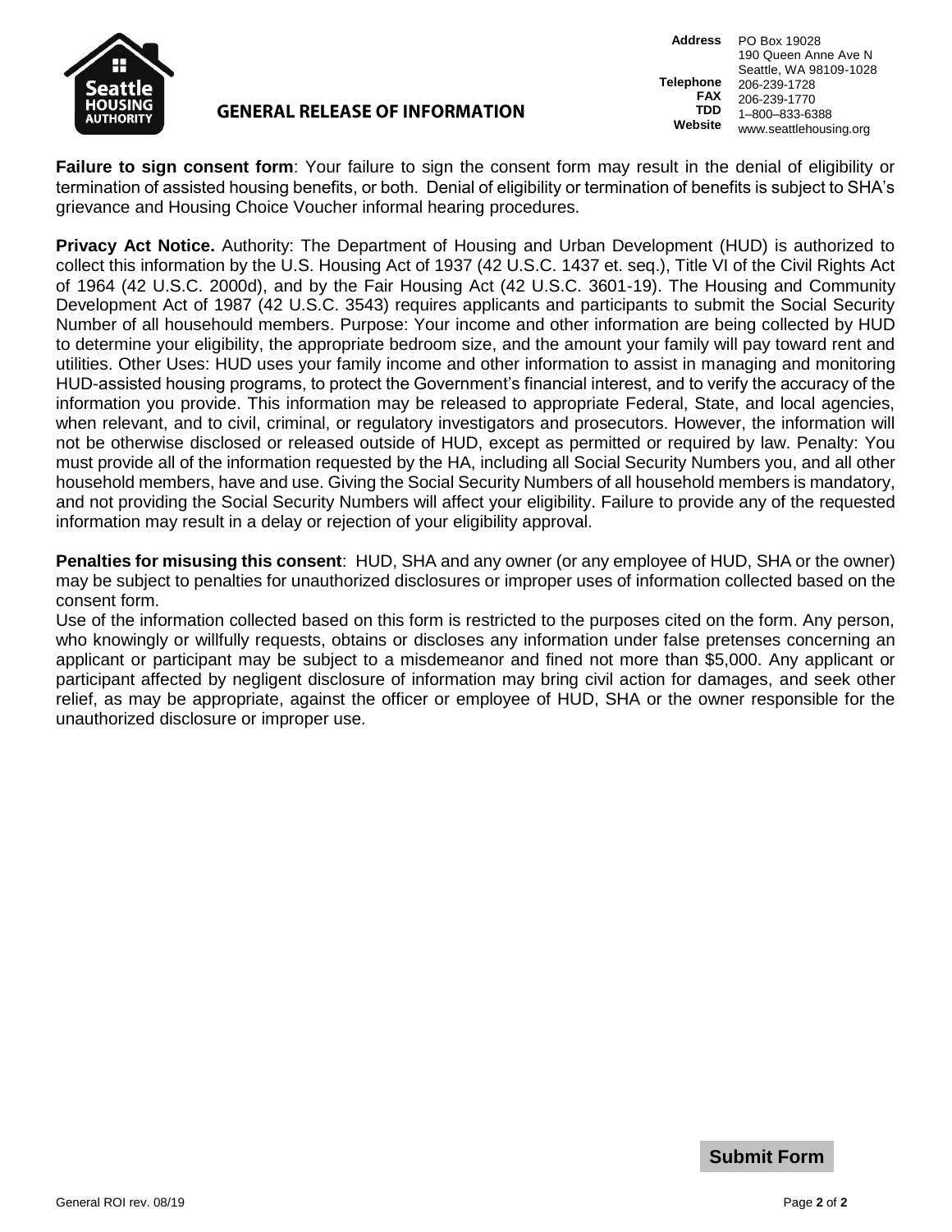## GENERAL RELEASE OF INFORMATION

**Address** PO Box 19028
190 Queen Anne Ave N
Seattle, WA 98109-1028
**Telephone** 206-239-1728
**FAX** 206-239-1770
**TDD** 1–800–833-6388
**Website** www.seattlehousing.org

**Failure to sign consent form**: Your failure to sign the consent form may result in the denial of eligibility or termination of assisted housing benefits, or both. Denial of eligibility or termination of benefits is subject to SHA's grievance and Housing Choice Voucher informal hearing procedures.

**Privacy Act Notice.** Authority: The Department of Housing and Urban Development (HUD) is authorized to collect this information by the U.S. Housing Act of 1937 (42 U.S.C. 1437 et. seq.), Title VI of the Civil Rights Act of 1964 (42 U.S.C. 2000d), and by the Fair Housing Act (42 U.S.C. 3601-19). The Housing and Community Development Act of 1987 (42 U.S.C. 3543) requires applicants and participants to submit the Social Security Number of all househould members. Purpose: Your income and other information are being collected by HUD to determine your eligibility, the appropriate bedroom size, and the amount your family will pay toward rent and utilities. Other Uses: HUD uses your family income and other information to assist in managing and monitoring HUD-assisted housing programs, to protect the Government's financial interest, and to verify the accuracy of the information you provide. This information may be released to appropriate Federal, State, and local agencies, when relevant, and to civil, criminal, or regulatory investigators and prosecutors. However, the information will not be otherwise disclosed or released outside of HUD, except as permitted or required by law. Penalty: You must provide all of the information requested by the HA, including all Social Security Numbers you, and all other household members, have and use. Giving the Social Security Numbers of all household members is mandatory, and not providing the Social Security Numbers will affect your eligibility. Failure to provide any of the requested information may result in a delay or rejection of your eligibility approval.

**Penalties for misusing this consent**: HUD, SHA and any owner (or any employee of HUD, SHA or the owner) may be subject to penalties for unauthorized disclosures or improper uses of information collected based on the consent form.
Use of the information collected based on this form is restricted to the purposes cited on the form. Any person, who knowingly or willfully requests, obtains or discloses any information under false pretenses concerning an applicant or participant may be subject to a misdemeanor and fined not more than $5,000. Any applicant or participant affected by negligent disclosure of information may bring civil action for damages, and seek other relief, as may be appropriate, against the officer or employee of HUD, SHA or the owner responsible for the unauthorized disclosure or improper use.

**Submit Form**

General ROI rev. 08/19